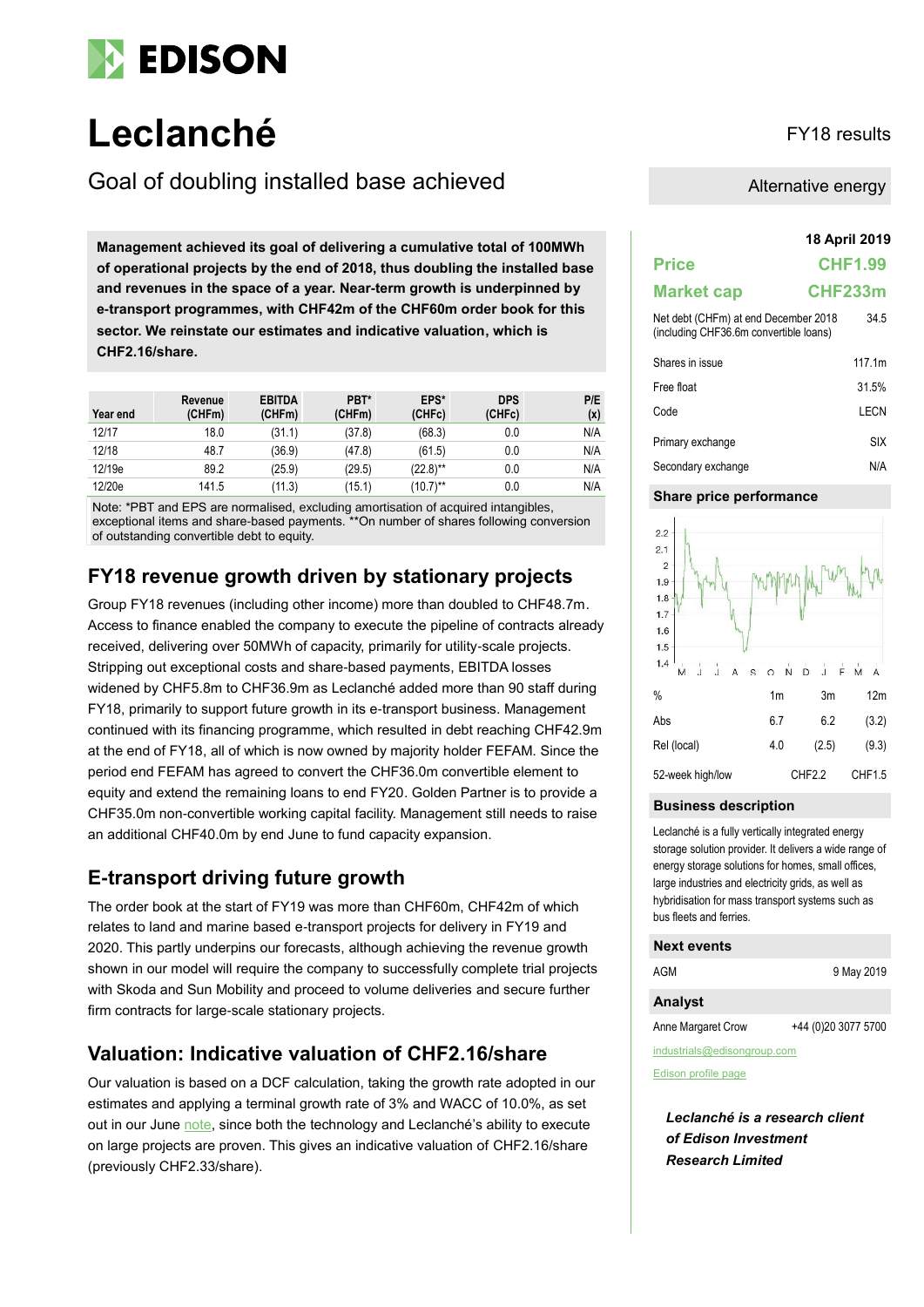# Leclanché

FY18 results

## Goal of doubling installed base achieved

Alternative energy

**Management achieved its goal of delivering a cumulative total of 100MWh of operational projects by the end of 2018, thus doubling the installed base and revenues in the space of a year. Near-term growth is underpinned by e-transport programmes, with CHF42m of the CHF60m order book for this sector. We reinstate our estimates and indicative valuation, which is CHF2.16/share.**

| Year end | Revenue (CHFm) | EBITDA (CHFm) | PBT* (CHFm) | EPS* (CHFc) | DPS (CHFc) | P/E (x) |
|---|---|---|---|---|---|---|
| 12/17 | 18.0 | (31.1) | (37.8) | (68.3) | 0.0 | N/A |
| 12/18 | 48.7 | (36.9) | (47.8) | (61.5) | 0.0 | N/A |
| 12/19e | 89.2 | (25.9) | (29.5) | (22.8)** | 0.0 | N/A |
| 12/20e | 141.5 | (11.3) | (15.1) | (10.7)** | 0.0 | N/A |

Note: *PBT and EPS are normalised, excluding amortisation of acquired intangibles, exceptional items and share-based payments. **On number of shares following conversion of outstanding convertible debt to equity.

## FY18 revenue growth driven by stationary projects

Group FY18 revenues (including other income) more than doubled to CHF48.7m. Access to finance enabled the company to execute the pipeline of contracts already received, delivering over 50MWh of capacity, primarily for utility-scale projects. Stripping out exceptional costs and share-based payments, EBITDA losses widened by CHF5.8m to CHF36.9m as Leclanché added more than 90 staff during FY18, primarily to support future growth in its e-transport business. Management continued with its financing programme, which resulted in debt reaching CHF42.9m at the end of FY18, all of which is now owned by majority holder FEFAM. Since the period end FEFAM has agreed to convert the CHF36.0m convertible element to equity and extend the remaining loans to end FY20. Golden Partner is to provide a CHF35.0m non-convertible working capital facility. Management still needs to raise an additional CHF40.0m by end June to fund capacity expansion.

## E-transport driving future growth

The order book at the start of FY19 was more than CHF60m, CHF42m of which relates to land and marine based e-transport projects for delivery in FY19 and 2020. This partly underpins our forecasts, although achieving the revenue growth shown in our model will require the company to successfully complete trial projects with Skoda and Sun Mobility and proceed to volume deliveries and secure further firm contracts for large-scale stationary projects.

## Valuation: Indicative valuation of CHF2.16/share

Our valuation is based on a DCF calculation, taking the growth rate adopted in our estimates and applying a terminal growth rate of 3% and WACC of 10.0%, as set out in our June note, since both the technology and Leclanché's ability to execute on large projects are proven. This gives an indicative valuation of CHF2.16/share (previously CHF2.33/share).

**18 April 2019**

| | |
|---|---|
| **Price** | **CHF1.99** |
| **Market cap** | **CHF233m** |
| Net debt (CHFm) at end December 2018 (including CHF36.6m convertible loans) | 34.5 |
| Shares in issue | 117.1m |
| Free float | 31.5% |
| Code | LECN |
| Primary exchange | SIX |
| Secondary exchange | N/A |

### Share price performance

| % | 1m | 3m | 12m |
|---|---|---|---|
| Abs | 6.7 | 6.2 | (3.2) |
| Rel (local) | 4.0 | (2.5) | (9.3) |
| 52-week high/low | | CHF2.2 | CHF1.5 |

### Business description

Leclanché is a fully vertically integrated energy storage solution provider. It delivers a wide range of energy storage solutions for homes, small offices, large industries and electricity grids, as well as hybridisation for mass transport systems such as bus fleets and ferries.

### Next events

| | |
|---|---|
| AGM | 9 May 2019 |

### Analyst

Anne Margaret Crow +44 (0)20 3077 5700

industrials@edisongroup.com

Edison profile page

*Leclanché is a research client of Edison Investment Research Limited*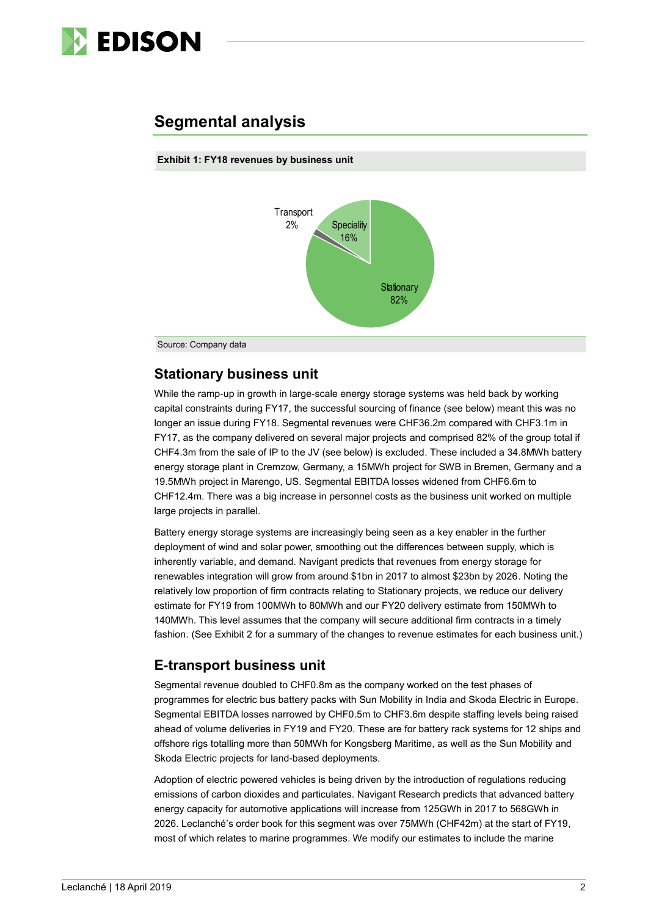## Segmental analysis

**Exhibit 1: FY18 revenues by business unit**

Source: Company data

### Stationary business unit

While the ramp-up in growth in large-scale energy storage systems was held back by working capital constraints during FY17, the successful sourcing of finance (see below) meant this was no longer an issue during FY18. Segmental revenues were CHF36.2m compared with CHF3.1m in FY17, as the company delivered on several major projects and comprised 82% of the group total if CHF4.3m from the sale of IP to the JV (see below) is excluded. These included a 34.8MWh battery energy storage plant in Cremzow, Germany, a 15MWh project for SWB in Bremen, Germany and a 19.5MWh project in Marengo, US. Segmental EBITDA losses widened from CHF6.6m to CHF12.4m. There was a big increase in personnel costs as the business unit worked on multiple large projects in parallel.

Battery energy storage systems are increasingly being seen as a key enabler in the further deployment of wind and solar power, smoothing out the differences between supply, which is inherently variable, and demand. Navigant predicts that revenues from energy storage for renewables integration will grow from around $1bn in 2017 to almost $23bn by 2026. Noting the relatively low proportion of firm contracts relating to Stationary projects, we reduce our delivery estimate for FY19 from 100MWh to 80MWh and our FY20 delivery estimate from 150MWh to 140MWh. This level assumes that the company will secure additional firm contracts in a timely fashion. (See Exhibit 2 for a summary of the changes to revenue estimates for each business unit.)

### E-transport business unit

Segmental revenue doubled to CHF0.8m as the company worked on the test phases of programmes for electric bus battery packs with Sun Mobility in India and Skoda Electric in Europe. Segmental EBITDA losses narrowed by CHF0.5m to CHF3.6m despite staffing levels being raised ahead of volume deliveries in FY19 and FY20. These are for battery rack systems for 12 ships and offshore rigs totalling more than 50MWh for Kongsberg Maritime, as well as the Sun Mobility and Skoda Electric projects for land-based deployments.

Adoption of electric powered vehicles is being driven by the introduction of regulations reducing emissions of carbon dioxides and particulates. Navigant Research predicts that advanced battery energy capacity for automotive applications will increase from 125GWh in 2017 to 568GWh in 2026. Leclanché's order book for this segment was over 75MWh (CHF42m) at the start of FY19, most of which relates to marine programmes. We modify our estimates to include the marine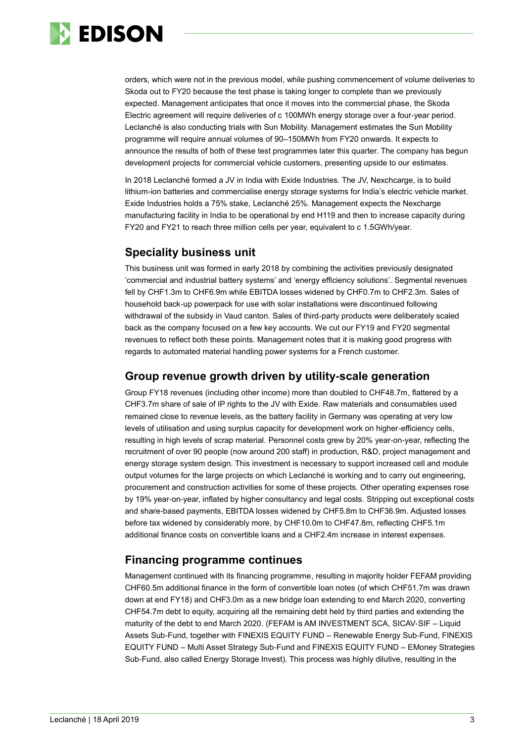orders, which were not in the previous model, while pushing commencement of volume deliveries to Skoda out to FY20 because the test phase is taking longer to complete than we previously expected. Management anticipates that once it moves into the commercial phase, the Skoda Electric agreement will require deliveries of c 100MWh energy storage over a four-year period. Leclanché is also conducting trials with Sun Mobility. Management estimates the Sun Mobility programme will require annual volumes of 90–150MWh from FY20 onwards. It expects to announce the results of both of these test programmes later this quarter. The company has begun development projects for commercial vehicle customers, presenting upside to our estimates.

In 2018 Leclanché formed a JV in India with Exide Industries. The JV, Nexchcarge, is to build lithium-ion batteries and commercialise energy storage systems for India's electric vehicle market. Exide Industries holds a 75% stake, Leclanché 25%. Management expects the Nexcharge manufacturing facility in India to be operational by end H119 and then to increase capacity during FY20 and FY21 to reach three million cells per year, equivalent to c 1.5GWh/year.

## Speciality business unit

This business unit was formed in early 2018 by combining the activities previously designated 'commercial and industrial battery systems' and 'energy efficiency solutions'. Segmental revenues fell by CHF1.3m to CHF6.9m while EBITDA losses widened by CHF0.7m to CHF2.3m. Sales of household back-up powerpack for use with solar installations were discontinued following withdrawal of the subsidy in Vaud canton. Sales of third-party products were deliberately scaled back as the company focused on a few key accounts. We cut our FY19 and FY20 segmental revenues to reflect both these points. Management notes that it is making good progress with regards to automated material handling power systems for a French customer.

## Group revenue growth driven by utility-scale generation

Group FY18 revenues (including other income) more than doubled to CHF48.7m, flattered by a CHF3.7m share of sale of IP rights to the JV with Exide. Raw materials and consumables used remained close to revenue levels, as the battery facility in Germany was operating at very low levels of utilisation and using surplus capacity for development work on higher-efficiency cells, resulting in high levels of scrap material. Personnel costs grew by 20% year-on-year, reflecting the recruitment of over 90 people (now around 200 staff) in production, R&D, project management and energy storage system design. This investment is necessary to support increased cell and module output volumes for the large projects on which Leclanché is working and to carry out engineering, procurement and construction activities for some of these projects. Other operating expenses rose by 19% year-on-year, inflated by higher consultancy and legal costs. Stripping out exceptional costs and share-based payments, EBITDA losses widened by CHF5.8m to CHF36.9m. Adjusted losses before tax widened by considerably more, by CHF10.0m to CHF47.8m, reflecting CHF5.1m additional finance costs on convertible loans and a CHF2.4m increase in interest expenses.

## Financing programme continues

Management continued with its financing programme, resulting in majority holder FEFAM providing CHF60.5m additional finance in the form of convertible loan notes (of which CHF51.7m was drawn down at end FY18) and CHF3.0m as a new bridge loan extending to end March 2020, converting CHF54.7m debt to equity, acquiring all the remaining debt held by third parties and extending the maturity of the debt to end March 2020. (FEFAM is AM INVESTMENT SCA, SICAV-SIF – Liquid Assets Sub-Fund, together with FINEXIS EQUITY FUND – Renewable Energy Sub-Fund, FINEXIS EQUITY FUND – Multi Asset Strategy Sub-Fund and FINEXIS EQUITY FUND – EMoney Strategies Sub-Fund, also called Energy Storage Invest). This process was highly dilutive, resulting in the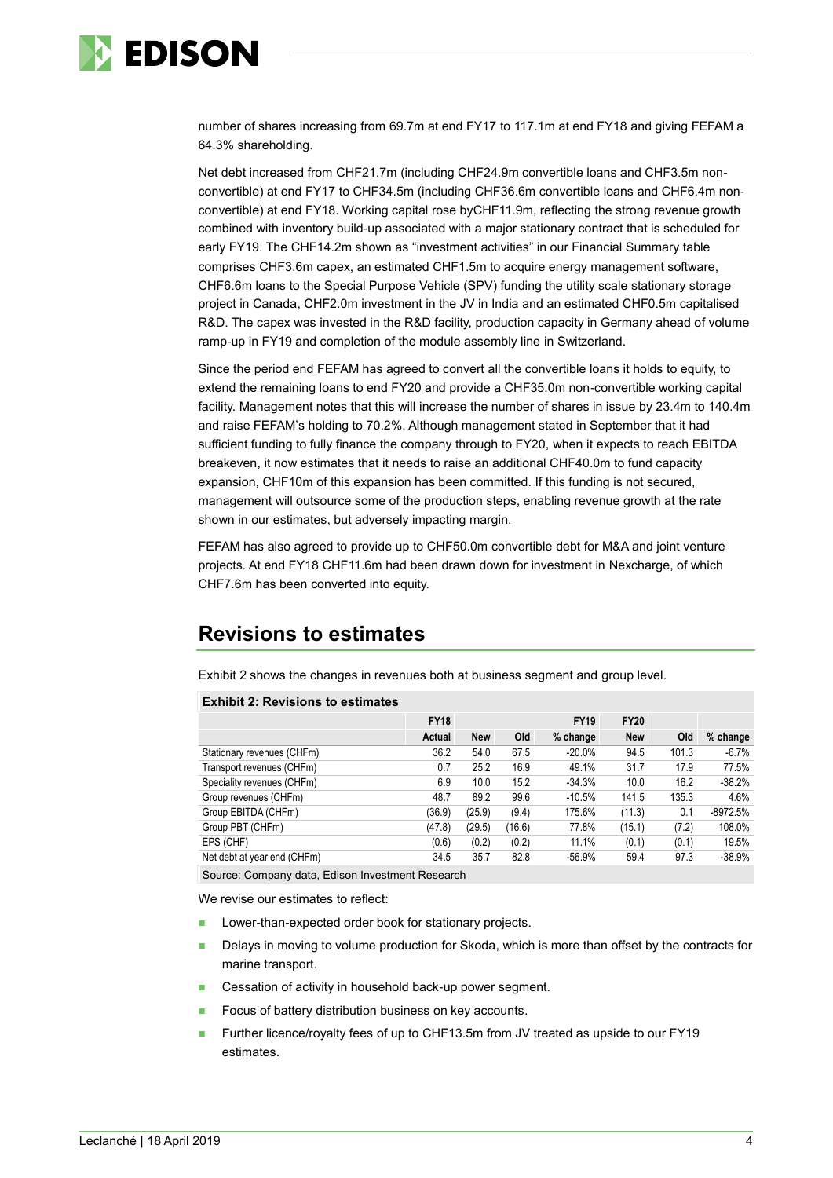number of shares increasing from 69.7m at end FY17 to 117.1m at end FY18 and giving FEFAM a 64.3% shareholding.

Net debt increased from CHF21.7m (including CHF24.9m convertible loans and CHF3.5m non-convertible) at end FY17 to CHF34.5m (including CHF36.6m convertible loans and CHF6.4m non-convertible) at end FY18. Working capital rose byCHF11.9m, reflecting the strong revenue growth combined with inventory build-up associated with a major stationary contract that is scheduled for early FY19. The CHF14.2m shown as "investment activities" in our Financial Summary table comprises CHF3.6m capex, an estimated CHF1.5m to acquire energy management software, CHF6.6m loans to the Special Purpose Vehicle (SPV) funding the utility scale stationary storage project in Canada, CHF2.0m investment in the JV in India and an estimated CHF0.5m capitalised R&D. The capex was invested in the R&D facility, production capacity in Germany ahead of volume ramp-up in FY19 and completion of the module assembly line in Switzerland.

Since the period end FEFAM has agreed to convert all the convertible loans it holds to equity, to extend the remaining loans to end FY20 and provide a CHF35.0m non-convertible working capital facility. Management notes that this will increase the number of shares in issue by 23.4m to 140.4m and raise FEFAM's holding to 70.2%. Although management stated in September that it had sufficient funding to fully finance the company through to FY20, when it expects to reach EBITDA breakeven, it now estimates that it needs to raise an additional CHF40.0m to fund capacity expansion, CHF10m of this expansion has been committed. If this funding is not secured, management will outsource some of the production steps, enabling revenue growth at the rate shown in our estimates, but adversely impacting margin.

FEFAM has also agreed to provide up to CHF50.0m convertible debt for M&A and joint venture projects. At end FY18 CHF11.6m had been drawn down for investment in Nexcharge, of which CHF7.6m has been converted into equity.

## Revisions to estimates

Exhibit 2 shows the changes in revenues both at business segment and group level.

**Exhibit 2: Revisions to estimates**

| | FY18 | | | FY19 | FY20 | | |
|---|---|---|---|---|---|---|---|
| | Actual | New | Old | % change | New | Old | % change |
| Stationary revenues (CHFm) | 36.2 | 54.0 | 67.5 | -20.0% | 94.5 | 101.3 | -6.7% |
| Transport revenues (CHFm) | 0.7 | 25.2 | 16.9 | 49.1% | 31.7 | 17.9 | 77.5% |
| Speciality revenues (CHFm) | 6.9 | 10.0 | 15.2 | -34.3% | 10.0 | 16.2 | -38.2% |
| Group revenues (CHFm) | 48.7 | 89.2 | 99.6 | -10.5% | 141.5 | 135.3 | 4.6% |
| Group EBITDA (CHFm) | (36.9) | (25.9) | (9.4) | 175.6% | (11.3) | 0.1 | -8972.5% |
| Group PBT (CHFm) | (47.8) | (29.5) | (16.6) | 77.8% | (15.1) | (7.2) | 108.0% |
| EPS (CHF) | (0.6) | (0.2) | (0.2) | 11.1% | (0.1) | (0.1) | 19.5% |
| Net debt at year end (CHFm) | 34.5 | 35.7 | 82.8 | -56.9% | 59.4 | 97.3 | -38.9% |

Source: Company data, Edison Investment Research

We revise our estimates to reflect:

- Lower-than-expected order book for stationary projects.
- Delays in moving to volume production for Skoda, which is more than offset by the contracts for marine transport.
- Cessation of activity in household back-up power segment.
- Focus of battery distribution business on key accounts.
- Further licence/royalty fees of up to CHF13.5m from JV treated as upside to our FY19 estimates.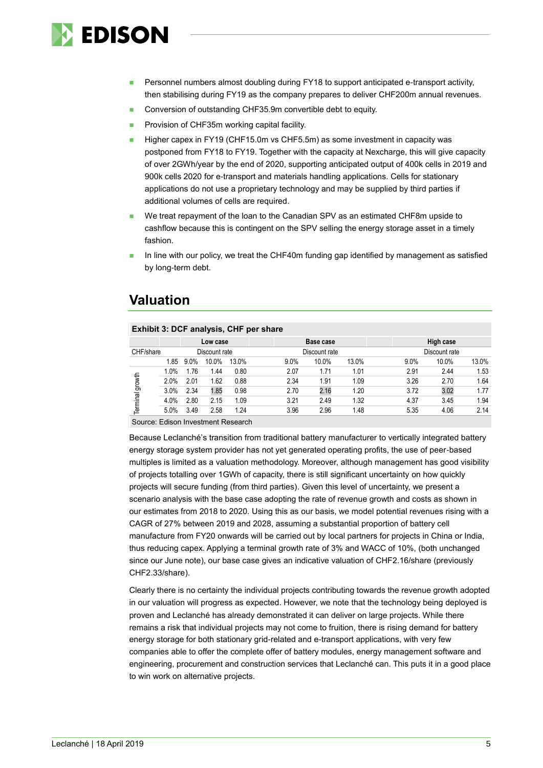- Personnel numbers almost doubling during FY18 to support anticipated e-transport activity, then stabilising during FY19 as the company prepares to deliver CHF200m annual revenues.
- Conversion of outstanding CHF35.9m convertible debt to equity.
- Provision of CHF35m working capital facility.
- Higher capex in FY19 (CHF15.0m vs CHF5.5m) as some investment in capacity was postponed from FY18 to FY19. Together with the capacity at Nexcharge, this will give capacity of over 2GWh/year by the end of 2020, supporting anticipated output of 400k cells in 2019 and 900k cells 2020 for e-transport and materials handling applications. Cells for stationary applications do not use a proprietary technology and may be supplied by third parties if additional volumes of cells are required.
- We treat repayment of the loan to the Canadian SPV as an estimated CHF8m upside to cashflow because this is contingent on the SPV selling the energy storage asset in a timely fashion.
- In line with our policy, we treat the CHF40m funding gap identified by management as satisfied by long-term debt.

## Valuation

**Exhibit 3: DCF analysis, CHF per share**

| | | Low case | | | Base case | | | High case | | |
|---|---|---|---|---|---|---|---|---|---|---|
| CHF/share | | Discount rate | | | Discount rate | | | Discount rate | | |
| | 1.85 | 9.0% | 10.0% | 13.0% | 9.0% | 10.0% | 13.0% | 9.0% | 10.0% | 13.0% |
| Terminal growth | 1.0% | 1.76 | 1.44 | 0.80 | 2.07 | 1.71 | 1.01 | 2.91 | 2.44 | 1.53 |
| | 2.0% | 2.01 | 1.62 | 0.88 | 2.34 | 1.91 | 1.09 | 3.26 | 2.70 | 1.64 |
| | 3.0% | 2.34 | 1.85 | 0.98 | 2.70 | 2.16 | 1.20 | 3.72 | 3.02 | 1.77 |
| | 4.0% | 2.80 | 2.15 | 1.09 | 3.21 | 2.49 | 1.32 | 4.37 | 3.45 | 1.94 |
| | 5.0% | 3.49 | 2.58 | 1.24 | 3.96 | 2.96 | 1.48 | 5.35 | 4.06 | 2.14 |

Source: Edison Investment Research

Because Leclanché's transition from traditional battery manufacturer to vertically integrated battery energy storage system provider has not yet generated operating profits, the use of peer-based multiples is limited as a valuation methodology. Moreover, although management has good visibility of projects totalling over 1GWh of capacity, there is still significant uncertainty on how quickly projects will secure funding (from third parties). Given this level of uncertainty, we present a scenario analysis with the base case adopting the rate of revenue growth and costs as shown in our estimates from 2018 to 2020. Using this as our basis, we model potential revenues rising with a CAGR of 27% between 2019 and 2028, assuming a substantial proportion of battery cell manufacture from FY20 onwards will be carried out by local partners for projects in China or India, thus reducing capex. Applying a terminal growth rate of 3% and WACC of 10%, (both unchanged since our June note), our base case gives an indicative valuation of CHF2.16/share (previously CHF2.33/share).

Clearly there is no certainty the individual projects contributing towards the revenue growth adopted in our valuation will progress as expected. However, we note that the technology being deployed is proven and Leclanché has already demonstrated it can deliver on large projects. While there remains a risk that individual projects may not come to fruition, there is rising demand for battery energy storage for both stationary grid-related and e-transport applications, with very few companies able to offer the complete offer of battery modules, energy management software and engineering, procurement and construction services that Leclanché can. This puts it in a good place to win work on alternative projects.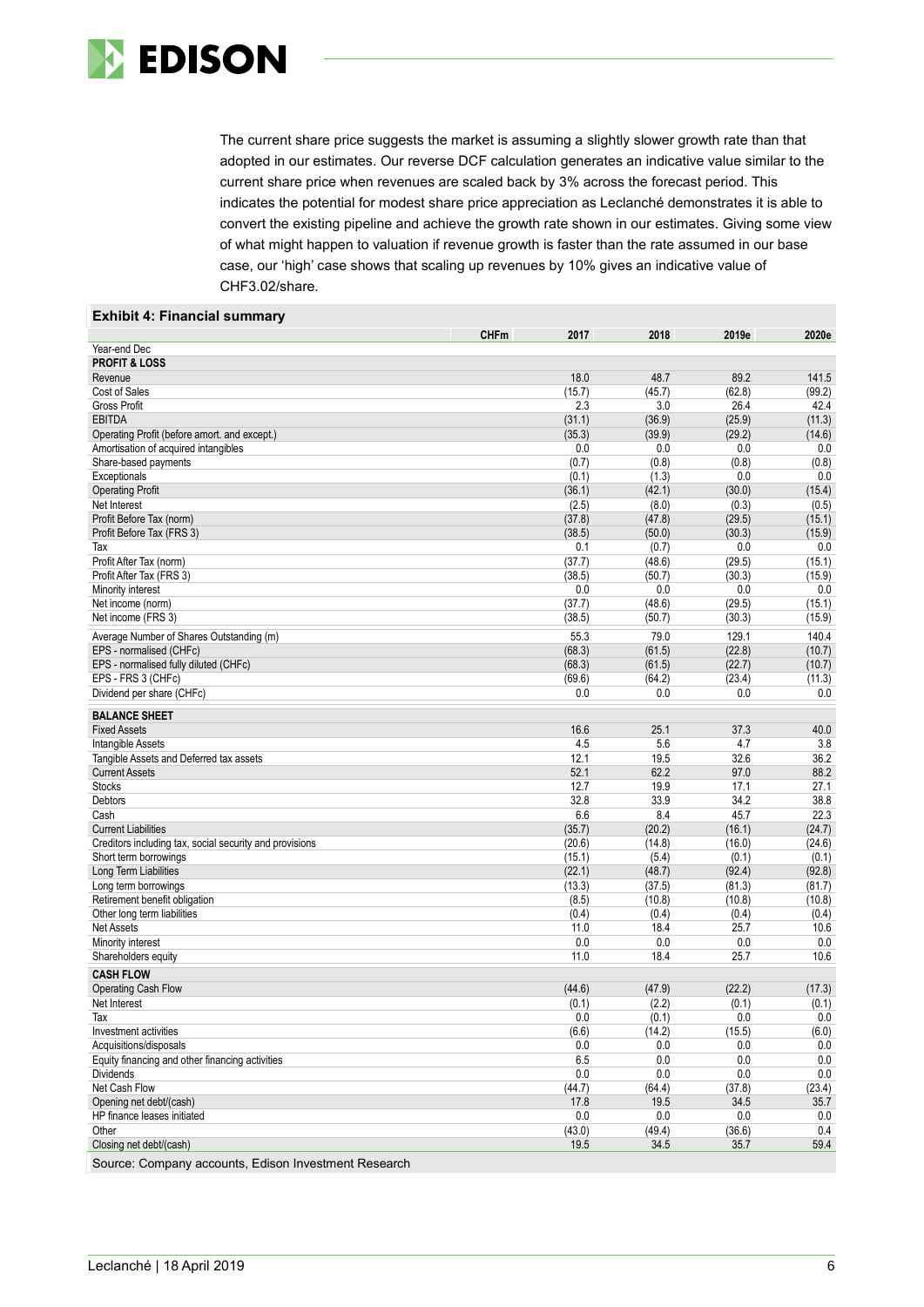The current share price suggests the market is assuming a slightly slower growth rate than that adopted in our estimates. Our reverse DCF calculation generates an indicative value similar to the current share price when revenues are scaled back by 3% across the forecast period. This indicates the potential for modest share price appreciation as Leclanché demonstrates it is able to convert the existing pipeline and achieve the growth rate shown in our estimates. Giving some view of what might happen to valuation if revenue growth is faster than the rate assumed in our base case, our 'high' case shows that scaling up revenues by 10% gives an indicative value of CHF3.02/share.

**Exhibit 4: Financial summary**

| | CHFm | 2017 | 2018 | 2019e | 2020e |
|---|---|---|---|---|---|
| Year-end Dec | | | | | |
| **PROFIT & LOSS** | | | | | |
| Revenue | | 18.0 | 48.7 | 89.2 | 141.5 |
| Cost of Sales | | (15.7) | (45.7) | (62.8) | (99.2) |
| Gross Profit | | 2.3 | 3.0 | 26.4 | 42.4 |
| EBITDA | | (31.1) | (36.9) | (25.9) | (11.3) |
| Operating Profit (before amort. and except.) | | (35.3) | (39.9) | (29.2) | (14.6) |
| Amortisation of acquired intangibles | | 0.0 | 0.0 | 0.0 | 0.0 |
| Share-based payments | | (0.7) | (0.8) | (0.8) | (0.8) |
| Exceptionals | | (0.1) | (1.3) | 0.0 | 0.0 |
| Operating Profit | | (36.1) | (42.1) | (30.0) | (15.4) |
| Net Interest | | (2.5) | (8.0) | (0.3) | (0.5) |
| Profit Before Tax (norm) | | (37.8) | (47.8) | (29.5) | (15.1) |
| Profit Before Tax (FRS 3) | | (38.5) | (50.0) | (30.3) | (15.9) |
| Tax | | 0.1 | (0.7) | 0.0 | 0.0 |
| Profit After Tax (norm) | | (37.7) | (48.6) | (29.5) | (15.1) |
| Profit After Tax (FRS 3) | | (38.5) | (50.7) | (30.3) | (15.9) |
| Minority interest | | 0.0 | 0.0 | 0.0 | 0.0 |
| Net income (norm) | | (37.7) | (48.6) | (29.5) | (15.1) |
| Net income (FRS 3) | | (38.5) | (50.7) | (30.3) | (15.9) |
| Average Number of Shares Outstanding (m) | | 55.3 | 79.0 | 129.1 | 140.4 |
| EPS - normalised (CHFc) | | (68.3) | (61.5) | (22.8) | (10.7) |
| EPS - normalised fully diluted (CHFc) | | (68.3) | (61.5) | (22.7) | (10.7) |
| EPS - FRS 3 (CHFc) | | (69.6) | (64.2) | (23.4) | (11.3) |
| Dividend per share (CHFc) | | 0.0 | 0.0 | 0.0 | 0.0 |
| **BALANCE SHEET** | | | | | |
| Fixed Assets | | 16.6 | 25.1 | 37.3 | 40.0 |
| Intangible Assets | | 4.5 | 5.6 | 4.7 | 3.8 |
| Tangible Assets and Deferred tax assets | | 12.1 | 19.5 | 32.6 | 36.2 |
| Current Assets | | 52.1 | 62.2 | 97.0 | 88.2 |
| Stocks | | 12.7 | 19.9 | 17.1 | 27.1 |
| Debtors | | 32.8 | 33.9 | 34.2 | 38.8 |
| Cash | | 6.6 | 8.4 | 45.7 | 22.3 |
| Current Liabilities | | (35.7) | (20.2) | (16.1) | (24.7) |
| Creditors including tax, social security and provisions | | (20.6) | (14.8) | (16.0) | (24.6) |
| Short term borrowings | | (15.1) | (5.4) | (0.1) | (0.1) |
| Long Term Liabilities | | (22.1) | (48.7) | (92.4) | (92.8) |
| Long term borrowings | | (13.3) | (37.5) | (81.3) | (81.7) |
| Retirement benefit obligation | | (8.5) | (10.8) | (10.8) | (10.8) |
| Other long term liabilities | | (0.4) | (0.4) | (0.4) | (0.4) |
| Net Assets | | 11.0 | 18.4 | 25.7 | 10.6 |
| Minority interest | | 0.0 | 0.0 | 0.0 | 0.0 |
| Shareholders equity | | 11.0 | 18.4 | 25.7 | 10.6 |
| **CASH FLOW** | | | | | |
| Operating Cash Flow | | (44.6) | (47.9) | (22.2) | (17.3) |
| Net Interest | | (0.1) | (2.2) | (0.1) | (0.1) |
| Tax | | 0.0 | (0.1) | 0.0 | 0.0 |
| Investment activities | | (6.6) | (14.2) | (15.5) | (6.0) |
| Acquisitions/disposals | | 0.0 | 0.0 | 0.0 | 0.0 |
| Equity financing and other financing activities | | 6.5 | 0.0 | 0.0 | 0.0 |
| Dividends | | 0.0 | 0.0 | 0.0 | 0.0 |
| Net Cash Flow | | (44.7) | (64.4) | (37.8) | (23.4) |
| Opening net debt/(cash) | | 17.8 | 19.5 | 34.5 | 35.7 |
| HP finance leases initiated | | 0.0 | 0.0 | 0.0 | 0.0 |
| Other | | (43.0) | (49.4) | (36.6) | 0.4 |
| Closing net debt/(cash) | | 19.5 | 34.5 | 35.7 | 59.4 |

Source: Company accounts, Edison Investment Research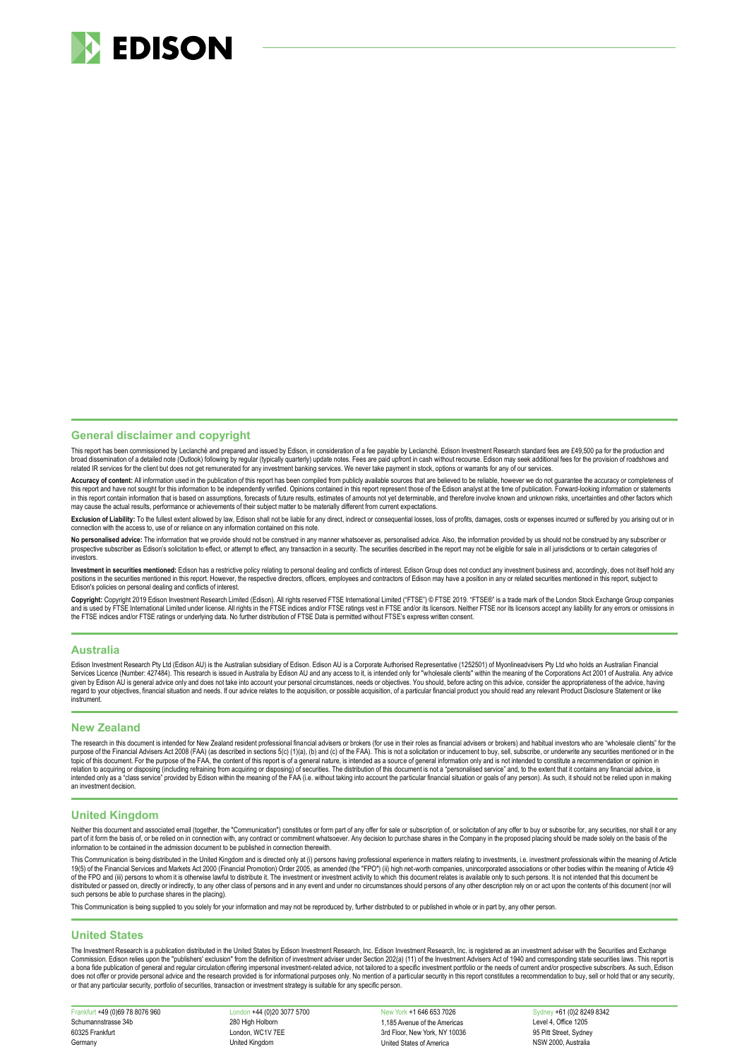## General disclaimer and copyright

This report has been commissioned by Leclanché and prepared and issued by Edison, in consideration of a fee payable by Leclanché. Edison Investment Research standard fees are £49,500 pa for the production and broad dissemination of a detailed note (Outlook) following by regular (typically quarterly) update notes. Fees are paid upfront in cash without recourse. Edison may seek additional fees for the provision of roadshows and related IR services for the client but does not get remunerated for any investment banking services. We never take payment in stock, options or warrants for any of our services.

**Accuracy of content:** All information used in the publication of this report has been compiled from publicly available sources that are believed to be reliable, however we do not guarantee the accuracy or completeness of this report and have not sought for this information to be independently verified. Opinions contained in this report represent those of the Edison analyst at the time of publication. Forward-looking information or statements in this report contain information that is based on assumptions, forecasts of future results, estimates of amounts not yet determinable, and therefore involve known and unknown risks, uncertainties and other factors which may cause the actual results, performance or achievements of their subject matter to be materially different from current expectations.

**Exclusion of Liability:** To the fullest extent allowed by law, Edison shall not be liable for any direct, indirect or consequential losses, loss of profits, damages, costs or expenses incurred or suffered by you arising out or in connection with the access to, use of or reliance on any information contained on this note.

**No personalised advice:** The information that we provide should not be construed in any manner whatsoever as, personalised advice. Also, the information provided by us should not be construed by any subscriber or prospective subscriber as Edison's solicitation to effect, or attempt to effect, any transaction in a security. The securities described in the report may not be eligible for sale in all jurisdictions or to certain categories of investors.

**Investment in securities mentioned:** Edison has a restrictive policy relating to personal dealing and conflicts of interest. Edison Group does not conduct any investment business and, accordingly, does not itself hold any positions in the securities mentioned in this report. However, the respective directors, officers, employees and contractors of Edison may have a position in any or related securities mentioned in this report, subject to Edison's policies on personal dealing and conflicts of interest.

**Copyright:** Copyright 2019 Edison Investment Research Limited (Edison). All rights reserved FTSE International Limited ("FTSE") © FTSE 2019. "FTSE®" is a trade mark of the London Stock Exchange Group companies and is used by FTSE International Limited under license. All rights in the FTSE indices and/or FTSE ratings vest in FTSE and/or its licensors. Neither FTSE nor its licensors accept any liability for any errors or omissions in the FTSE indices and/or FTSE ratings or underlying data. No further distribution of FTSE Data is permitted without FTSE's express written consent.

## Australia

Edison Investment Research Pty Ltd (Edison AU) is the Australian subsidiary of Edison. Edison AU is a Corporate Authorised Representative (1252501) of Myonlineadvisers Pty Ltd who holds an Australian Financial Services Licence (Number: 427484). This research is issued in Australia by Edison AU and any access to it, is intended only for "wholesale clients" within the meaning of the Corporations Act 2001 of Australia. Any advice given by Edison AU is general advice only and does not take into account your personal circumstances, needs or objectives. You should, before acting on this advice, consider the appropriateness of the advice, having regard to your objectives, financial situation and needs. If our advice relates to the acquisition, or possible acquisition, of a particular financial product you should read any relevant Product Disclosure Statement or like instrument.

## New Zealand

The research in this document is intended for New Zealand resident professional financial advisers or brokers (for use in their roles as financial advisers or brokers) and habitual investors who are "wholesale clients" for the purpose of the Financial Advisers Act 2008 (FAA) (as described in sections 5(c) (1)(a), (b) and (c) of the FAA). This is not a solicitation or inducement to buy, sell, subscribe, or underwrite any securities mentioned or in the topic of this document. For the purpose of the FAA, the content of this report is of a general nature, is intended as a source of general information only and is not intended to constitute a recommendation or opinion in relation to acquiring or disposing (including refraining from acquiring or disposing) of securities. The distribution of this document is not a "personalised service" and, to the extent that it contains any financial advice, is intended only as a "class service" provided by Edison within the meaning of the FAA (i.e. without taking into account the particular financial situation or goals of any person). As such, it should not be relied upon in making an investment decision.

## United Kingdom

Neither this document and associated email (together, the "Communication") constitutes or form part of any offer for sale or subscription of, or solicitation of any offer to buy or subscribe for, any securities, nor shall it or any part of it form the basis of, or be relied on in connection with, any contract or commitment whatsoever. Any decision to purchase shares in the Company in the proposed placing should be made solely on the basis of the information to be contained in the admission document to be published in connection therewith.

This Communication is being distributed in the United Kingdom and is directed only at (i) persons having professional experience in matters relating to investments, i.e. investment professionals within the meaning of Article 19(5) of the Financial Services and Markets Act 2000 (Financial Promotion) Order 2005, as amended (the "FPO") (ii) high net-worth companies, unincorporated associations or other bodies within the meaning of Article 49 of the FPO and (iii) persons to whom it is otherwise lawful to distribute it. The investment or investment activity to which this document relates is available only to such persons. It is not intended that this document be distributed or passed on, directly or indirectly, to any other class of persons and in any event and under no circumstances should persons of any other description rely on or act upon the contents of this document (nor will such persons be able to purchase shares in the placing).

This Communication is being supplied to you solely for your information and may not be reproduced by, further distributed to or published in whole or in part by, any other person.

## United States

The Investment Research is a publication distributed in the United States by Edison Investment Research, Inc. Edison Investment Research, Inc. is registered as an investment adviser with the Securities and Exchange Commission. Edison relies upon the "publishers' exclusion" from the definition of investment adviser under Section 202(a) (11) of the Investment Advisers Act of 1940 and corresponding state securities laws. This report is a bona fide publication of general and regular circulation offering impersonal investment-related advice, not tailored to a specific investment portfolio or the needs of current and/or prospective subscribers. As such, Edison does not offer or provide personal advice and the research provided is for informational purposes only. No mention of a particular security in this report constitutes a recommendation to buy, sell or hold that or any security, or that any particular security, portfolio of securities, transaction or investment strategy is suitable for any specific person.

Frankfurt +49 (0)69 78 8076 960
Schumannstrasse 34b
60325 Frankfurt
Germany

London +44 (0)20 3077 5700
280 High Holborn
London, WC1V 7EE
United Kingdom

New York +1 646 653 7026
1,185 Avenue of the Americas
3rd Floor, New York, NY 10036
United States of America

Sydney +61 (0)2 8249 8342
Level 4, Office 1205
95 Pitt Street, Sydney
NSW 2000, Australia